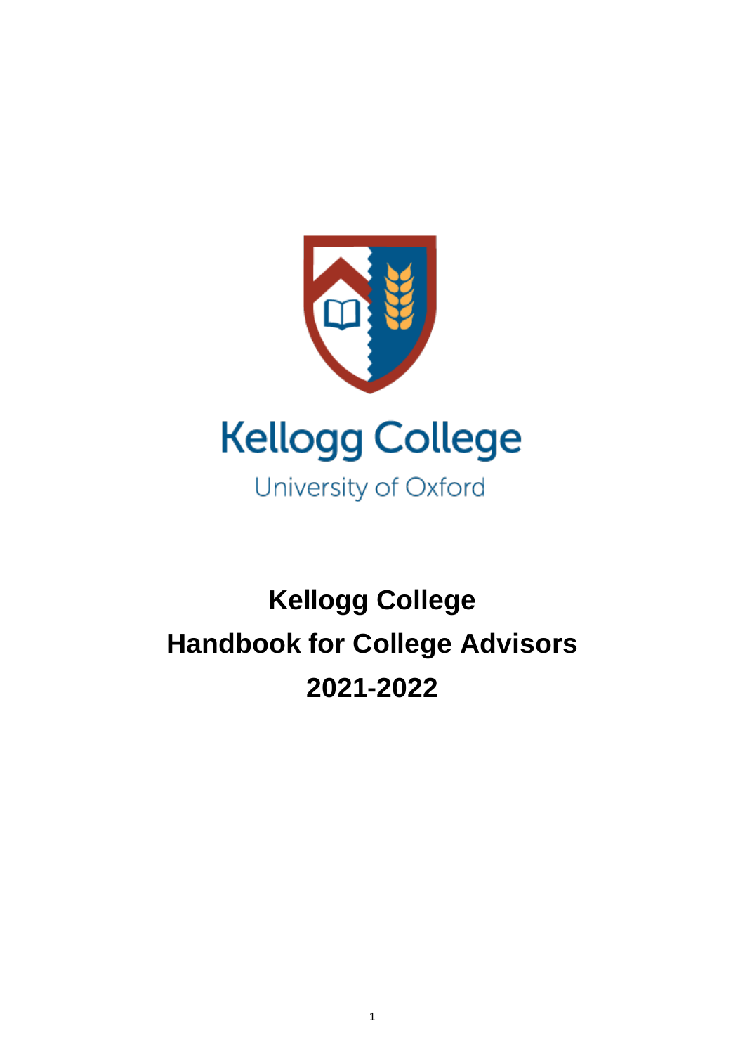Kellogg College

University of Oxford

# Kellogg College
# Handbook for College Advisors
# 2021-2022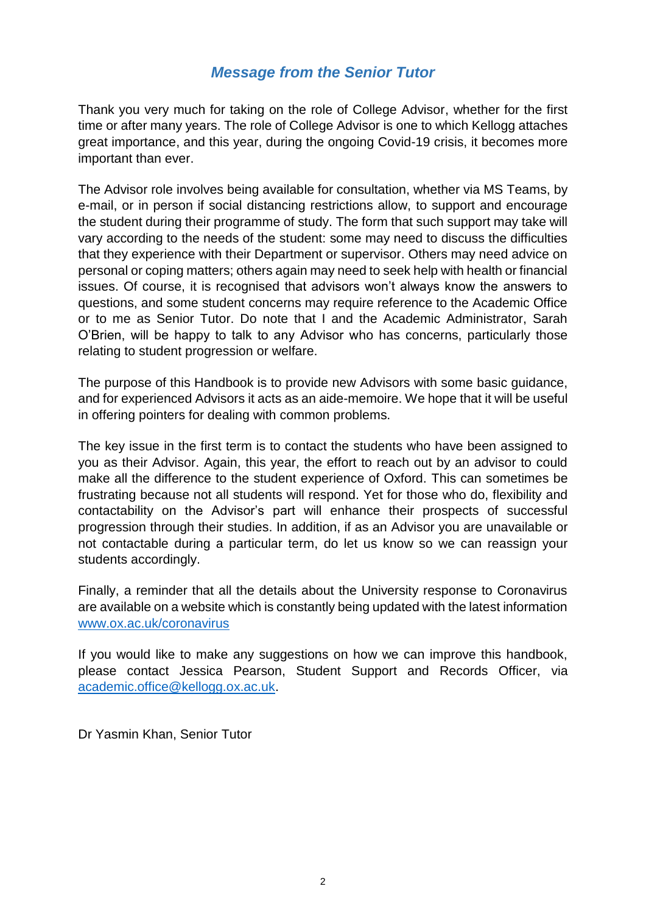## *Message from the Senior Tutor*

Thank you very much for taking on the role of College Advisor, whether for the first time or after many years. The role of College Advisor is one to which Kellogg attaches great importance, and this year, during the ongoing Covid-19 crisis, it becomes more important than ever.

The Advisor role involves being available for consultation, whether via MS Teams, by e-mail, or in person if social distancing restrictions allow, to support and encourage the student during their programme of study. The form that such support may take will vary according to the needs of the student: some may need to discuss the difficulties that they experience with their Department or supervisor. Others may need advice on personal or coping matters; others again may need to seek help with health or financial issues. Of course, it is recognised that advisors won't always know the answers to questions, and some student concerns may require reference to the Academic Office or to me as Senior Tutor. Do note that I and the Academic Administrator, Sarah O'Brien, will be happy to talk to any Advisor who has concerns, particularly those relating to student progression or welfare.

The purpose of this Handbook is to provide new Advisors with some basic guidance, and for experienced Advisors it acts as an aide-memoire. We hope that it will be useful in offering pointers for dealing with common problems.

The key issue in the first term is to contact the students who have been assigned to you as their Advisor. Again, this year, the effort to reach out by an advisor to could make all the difference to the student experience of Oxford. This can sometimes be frustrating because not all students will respond. Yet for those who do, flexibility and contactability on the Advisor's part will enhance their prospects of successful progression through their studies. In addition, if as an Advisor you are unavailable or not contactable during a particular term, do let us know so we can reassign your students accordingly.

Finally, a reminder that all the details about the University response to Coronavirus are available on a website which is constantly being updated with the latest information [www.ox.ac.uk/coronavirus](http://www.ox.ac.uk/coronavirus)

If you would like to make any suggestions on how we can improve this handbook, please contact Jessica Pearson, Student Support and Records Officer, via [academic.office@kellogg.ox.ac.uk](mailto:academic.office@kellogg.ox.ac.uk).

Dr Yasmin Khan, Senior Tutor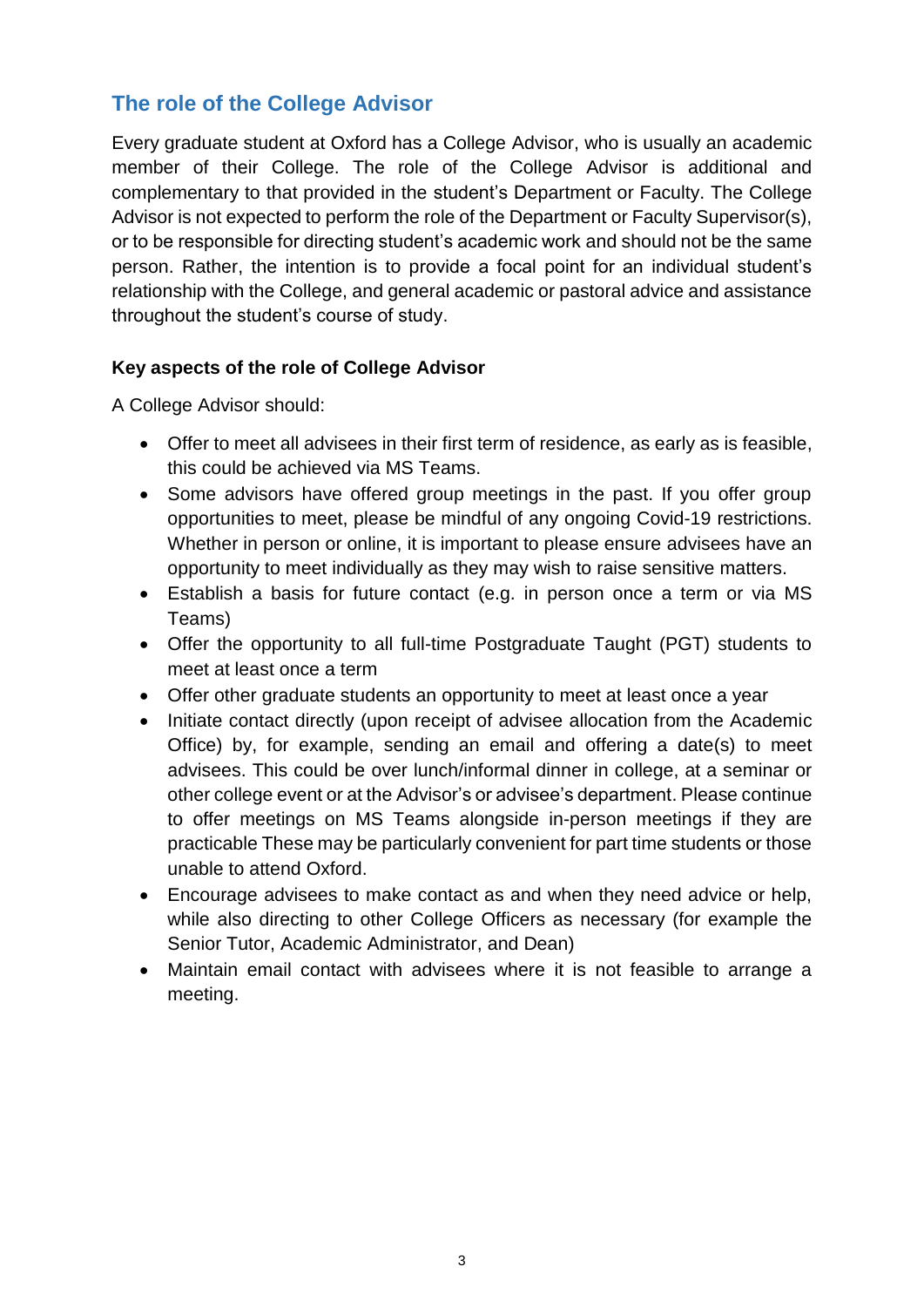## The role of the College Advisor

Every graduate student at Oxford has a College Advisor, who is usually an academic member of their College. The role of the College Advisor is additional and complementary to that provided in the student's Department or Faculty. The College Advisor is not expected to perform the role of the Department or Faculty Supervisor(s), or to be responsible for directing student's academic work and should not be the same person. Rather, the intention is to provide a focal point for an individual student's relationship with the College, and general academic or pastoral advice and assistance throughout the student's course of study.

### Key aspects of the role of College Advisor

A College Advisor should:

- Offer to meet all advisees in their first term of residence, as early as is feasible, this could be achieved via MS Teams.
- Some advisors have offered group meetings in the past. If you offer group opportunities to meet, please be mindful of any ongoing Covid-19 restrictions. Whether in person or online, it is important to please ensure advisees have an opportunity to meet individually as they may wish to raise sensitive matters.
- Establish a basis for future contact (e.g. in person once a term or via MS Teams)
- Offer the opportunity to all full-time Postgraduate Taught (PGT) students to meet at least once a term
- Offer other graduate students an opportunity to meet at least once a year
- Initiate contact directly (upon receipt of advisee allocation from the Academic Office) by, for example, sending an email and offering a date(s) to meet advisees. This could be over lunch/informal dinner in college, at a seminar or other college event or at the Advisor's or advisee's department. Please continue to offer meetings on MS Teams alongside in-person meetings if they are practicable These may be particularly convenient for part time students or those unable to attend Oxford.
- Encourage advisees to make contact as and when they need advice or help, while also directing to other College Officers as necessary (for example the Senior Tutor, Academic Administrator, and Dean)
- Maintain email contact with advisees where it is not feasible to arrange a meeting.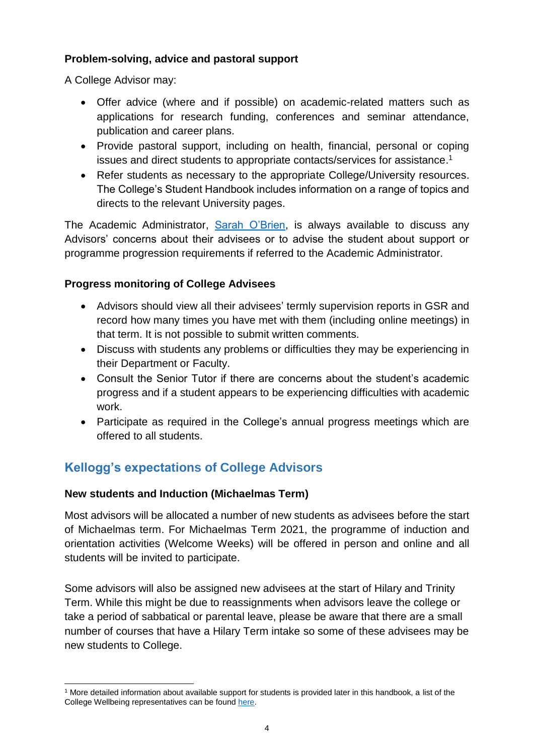**Problem-solving, advice and pastoral support**

A College Advisor may:

- Offer advice (where and if possible) on academic-related matters such as applications for research funding, conferences and seminar attendance, publication and career plans.
- Provide pastoral support, including on health, financial, personal or coping issues and direct students to appropriate contacts/services for assistance.[1]
- Refer students as necessary to the appropriate College/University resources. The College's Student Handbook includes information on a range of topics and directs to the relevant University pages.

The Academic Administrator, Sarah O'Brien, is always available to discuss any Advisors' concerns about their advisees or to advise the student about support or programme progression requirements if referred to the Academic Administrator.

**Progress monitoring of College Advisees**

- Advisors should view all their advisees' termly supervision reports in GSR and record how many times you have met with them (including online meetings) in that term. It is not possible to submit written comments.
- Discuss with students any problems or difficulties they may be experiencing in their Department or Faculty.
- Consult the Senior Tutor if there are concerns about the student's academic progress and if a student appears to be experiencing difficulties with academic work.
- Participate as required in the College's annual progress meetings which are offered to all students.

## Kellogg's expectations of College Advisors

**New students and Induction (Michaelmas Term)**

Most advisors will be allocated a number of new students as advisees before the start of Michaelmas term. For Michaelmas Term 2021, the programme of induction and orientation activities (Welcome Weeks) will be offered in person and online and all students will be invited to participate.

Some advisors will also be assigned new advisees at the start of Hilary and Trinity Term. While this might be due to reassignments when advisors leave the college or take a period of sabbatical or parental leave, please be aware that there are a small number of courses that have a Hilary Term intake so some of these advisees may be new students to College.

[1] More detailed information about available support for students is provided later in this handbook, a list of the College Wellbeing representatives can be found here.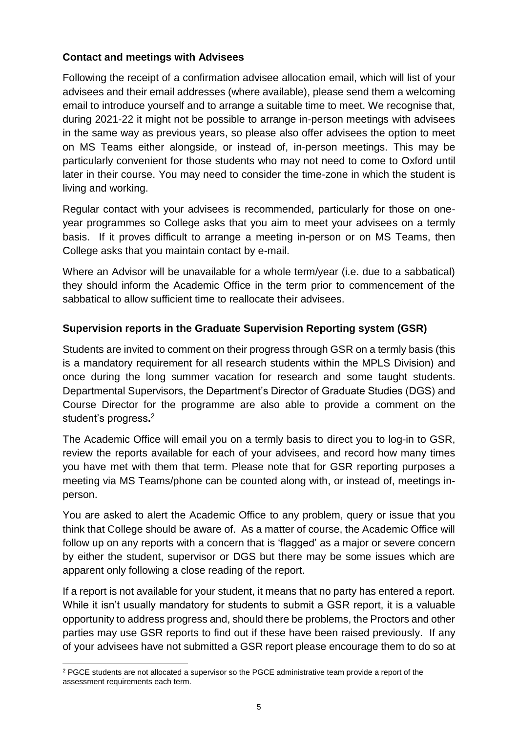### Contact and meetings with Advisees

Following the receipt of a confirmation advisee allocation email, which will list of your advisees and their email addresses (where available), please send them a welcoming email to introduce yourself and to arrange a suitable time to meet. We recognise that, during 2021-22 it might not be possible to arrange in-person meetings with advisees in the same way as previous years, so please also offer advisees the option to meet on MS Teams either alongside, or instead of, in-person meetings. This may be particularly convenient for those students who may not need to come to Oxford until later in their course. You may need to consider the time-zone in which the student is living and working.

Regular contact with your advisees is recommended, particularly for those on one-year programmes so College asks that you aim to meet your advisees on a termly basis. If it proves difficult to arrange a meeting in-person or on MS Teams, then College asks that you maintain contact by e-mail.

Where an Advisor will be unavailable for a whole term/year (i.e. due to a sabbatical) they should inform the Academic Office in the term prior to commencement of the sabbatical to allow sufficient time to reallocate their advisees.

### Supervision reports in the Graduate Supervision Reporting system (GSR)

Students are invited to comment on their progress through GSR on a termly basis (this is a mandatory requirement for all research students within the MPLS Division) and once during the long summer vacation for research and some taught students. Departmental Supervisors, the Department's Director of Graduate Studies (DGS) and Course Director for the programme are also able to provide a comment on the student's progress.[2]

The Academic Office will email you on a termly basis to direct you to log-in to GSR, review the reports available for each of your advisees, and record how many times you have met with them that term. Please note that for GSR reporting purposes a meeting via MS Teams/phone can be counted along with, or instead of, meetings in-person.

You are asked to alert the Academic Office to any problem, query or issue that you think that College should be aware of. As a matter of course, the Academic Office will follow up on any reports with a concern that is 'flagged' as a major or severe concern by either the student, supervisor or DGS but there may be some issues which are apparent only following a close reading of the report.

If a report is not available for your student, it means that no party has entered a report. While it isn't usually mandatory for students to submit a GSR report, it is a valuable opportunity to address progress and, should there be problems, the Proctors and other parties may use GSR reports to find out if these have been raised previously. If any of your advisees have not submitted a GSR report please encourage them to do so at

[2] PGCE students are not allocated a supervisor so the PGCE administrative team provide a report of the assessment requirements each term.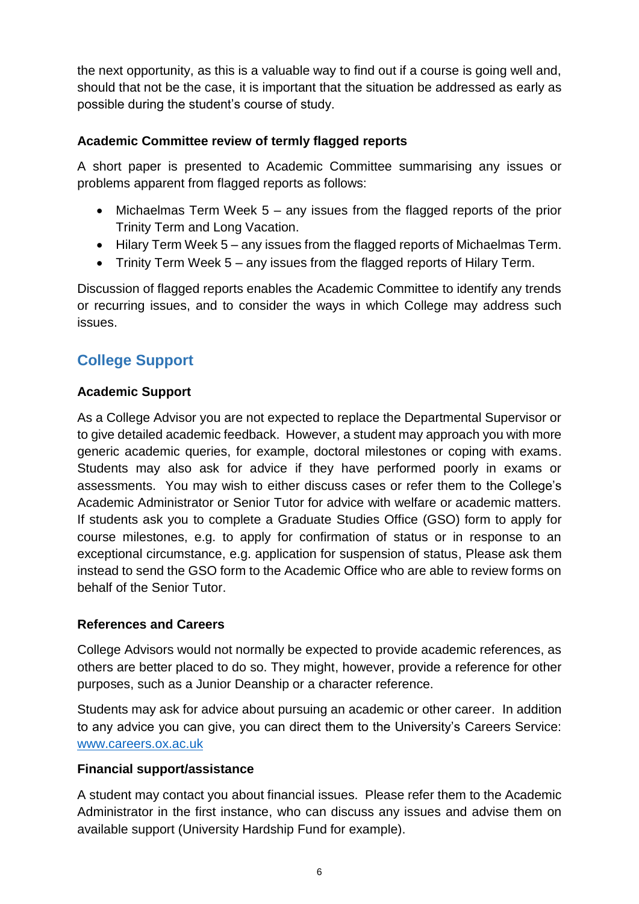the next opportunity, as this is a valuable way to find out if a course is going well and, should that not be the case, it is important that the situation be addressed as early as possible during the student's course of study.

**Academic Committee review of termly flagged reports**

A short paper is presented to Academic Committee summarising any issues or problems apparent from flagged reports as follows:

- Michaelmas Term Week 5 – any issues from the flagged reports of the prior Trinity Term and Long Vacation.
- Hilary Term Week 5 – any issues from the flagged reports of Michaelmas Term.
- Trinity Term Week 5 – any issues from the flagged reports of Hilary Term.

Discussion of flagged reports enables the Academic Committee to identify any trends or recurring issues, and to consider the ways in which College may address such issues.

## College Support

**Academic Support**

As a College Advisor you are not expected to replace the Departmental Supervisor or to give detailed academic feedback. However, a student may approach you with more generic academic queries, for example, doctoral milestones or coping with exams. Students may also ask for advice if they have performed poorly in exams or assessments. You may wish to either discuss cases or refer them to the College's Academic Administrator or Senior Tutor for advice with welfare or academic matters. If students ask you to complete a Graduate Studies Office (GSO) form to apply for course milestones, e.g. to apply for confirmation of status or in response to an exceptional circumstance, e.g. application for suspension of status, Please ask them instead to send the GSO form to the Academic Office who are able to review forms on behalf of the Senior Tutor.

**References and Careers**

College Advisors would not normally be expected to provide academic references, as others are better placed to do so. They might, however, provide a reference for other purposes, such as a Junior Deanship or a character reference.

Students may ask for advice about pursuing an academic or other career. In addition to any advice you can give, you can direct them to the University's Careers Service: [www.careers.ox.ac.uk](http://www.careers.ox.ac.uk)

**Financial support/assistance**

A student may contact you about financial issues. Please refer them to the Academic Administrator in the first instance, who can discuss any issues and advise them on available support (University Hardship Fund for example).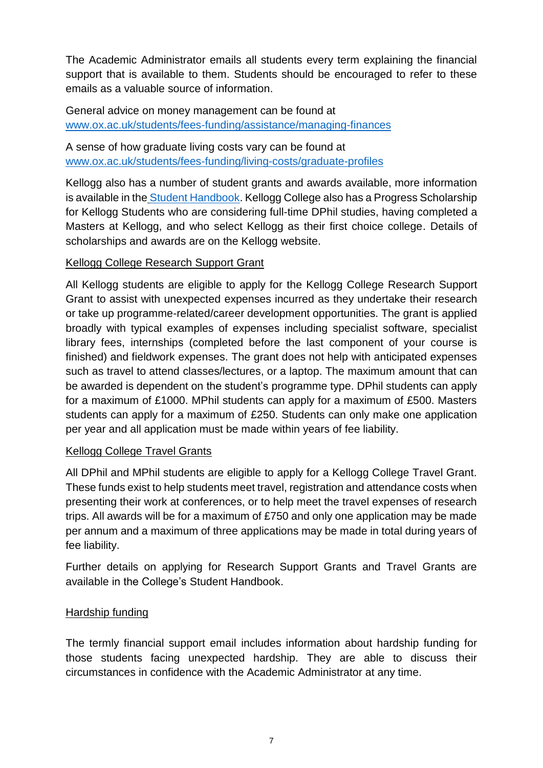The Academic Administrator emails all students every term explaining the financial support that is available to them. Students should be encouraged to refer to these emails as a valuable source of information.

General advice on money management can be found at [www.ox.ac.uk/students/fees-funding/assistance/managing-finances](http://www.ox.ac.uk/students/fees-funding/assistance/managing-finances)

A sense of how graduate living costs vary can be found at [www.ox.ac.uk/students/fees-funding/living-costs/graduate-profiles](http://www.ox.ac.uk/students/fees-funding/living-costs/graduate-profiles)

Kellogg also has a number of student grants and awards available, more information is available in the [Student Handbook](). Kellogg College also has a Progress Scholarship for Kellogg Students who are considering full-time DPhil studies, having completed a Masters at Kellogg, and who select Kellogg as their first choice college. Details of scholarships and awards are on the Kellogg website.

<u>Kellogg College Research Support Grant</u>

All Kellogg students are eligible to apply for the Kellogg College Research Support Grant to assist with unexpected expenses incurred as they undertake their research or take up programme-related/career development opportunities. The grant is applied broadly with typical examples of expenses including specialist software, specialist library fees, internships (completed before the last component of your course is finished) and fieldwork expenses. The grant does not help with anticipated expenses such as travel to attend classes/lectures, or a laptop. The maximum amount that can be awarded is dependent on the student's programme type. DPhil students can apply for a maximum of £1000. MPhil students can apply for a maximum of £500. Masters students can apply for a maximum of £250. Students can only make one application per year and all application must be made within years of fee liability.

<u>Kellogg College Travel Grants</u>

All DPhil and MPhil students are eligible to apply for a Kellogg College Travel Grant. These funds exist to help students meet travel, registration and attendance costs when presenting their work at conferences, or to help meet the travel expenses of research trips. All awards will be for a maximum of £750 and only one application may be made per annum and a maximum of three applications may be made in total during years of fee liability.

Further details on applying for Research Support Grants and Travel Grants are available in the College's Student Handbook.

<u>Hardship funding</u>

The termly financial support email includes information about hardship funding for those students facing unexpected hardship. They are able to discuss their circumstances in confidence with the Academic Administrator at any time.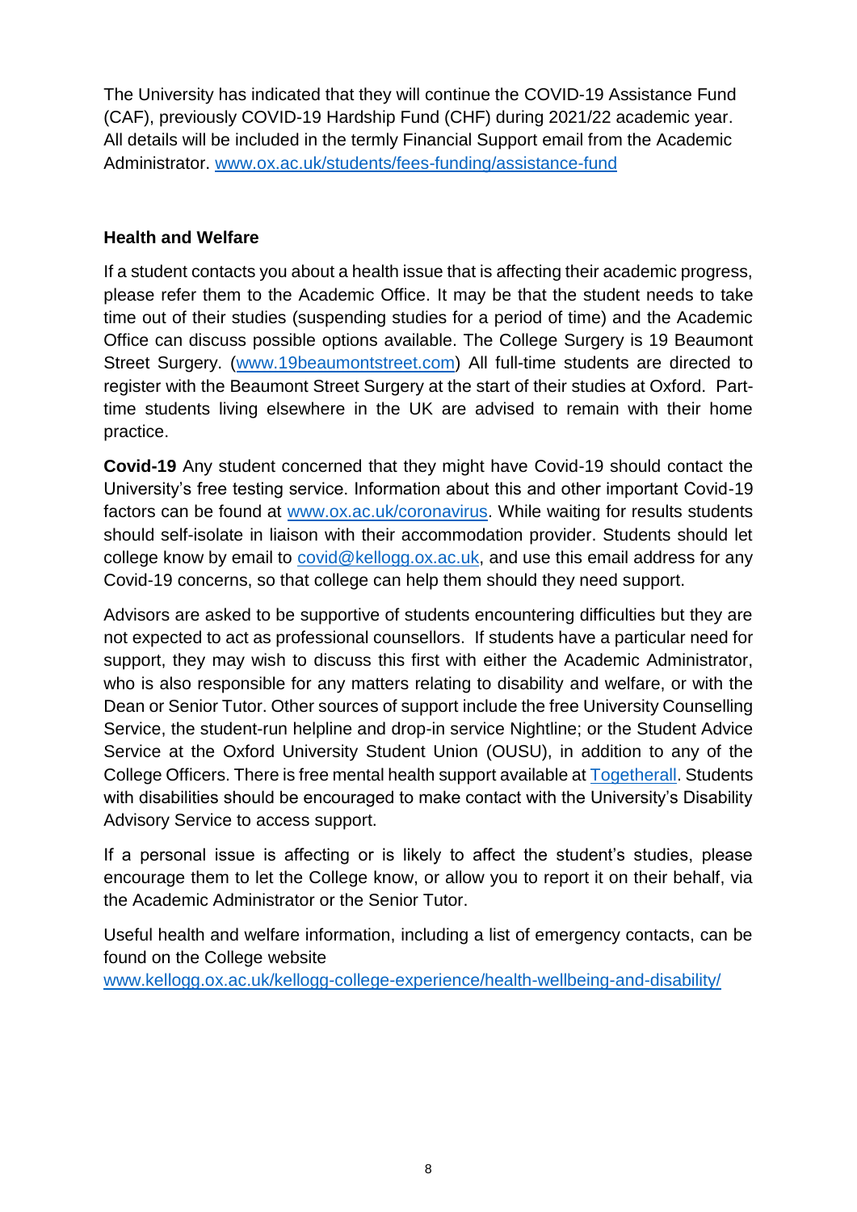The University has indicated that they will continue the COVID-19 Assistance Fund (CAF), previously COVID-19 Hardship Fund (CHF) during 2021/22 academic year. All details will be included in the termly Financial Support email from the Academic Administrator. [www.ox.ac.uk/students/fees-funding/assistance-fund](www.ox.ac.uk/students/fees-funding/assistance-fund)

**Health and Welfare**

If a student contacts you about a health issue that is affecting their academic progress, please refer them to the Academic Office. It may be that the student needs to take time out of their studies (suspending studies for a period of time) and the Academic Office can discuss possible options available. The College Surgery is 19 Beaumont Street Surgery. ([www.19beaumontstreet.com](www.19beaumontstreet.com)) All full-time students are directed to register with the Beaumont Street Surgery at the start of their studies at Oxford. Part-time students living elsewhere in the UK are advised to remain with their home practice.

**Covid-19** Any student concerned that they might have Covid-19 should contact the University's free testing service. Information about this and other important Covid-19 factors can be found at [www.ox.ac.uk/coronavirus](www.ox.ac.uk/coronavirus). While waiting for results students should self-isolate in liaison with their accommodation provider. Students should let college know by email to [covid@kellogg.ox.ac.uk](mailto:covid@kellogg.ox.ac.uk), and use this email address for any Covid-19 concerns, so that college can help them should they need support.

Advisors are asked to be supportive of students encountering difficulties but they are not expected to act as professional counsellors. If students have a particular need for support, they may wish to discuss this first with either the Academic Administrator, who is also responsible for any matters relating to disability and welfare, or with the Dean or Senior Tutor. Other sources of support include the free University Counselling Service, the student-run helpline and drop-in service Nightline; or the Student Advice Service at the Oxford University Student Union (OUSU), in addition to any of the College Officers. There is free mental health support available at Togetherall. Students with disabilities should be encouraged to make contact with the University's Disability Advisory Service to access support.

If a personal issue is affecting or is likely to affect the student's studies, please encourage them to let the College know, or allow you to report it on their behalf, via the Academic Administrator or the Senior Tutor.

Useful health and welfare information, including a list of emergency contacts, can be found on the College website [www.kellogg.ox.ac.uk/kellogg-college-experience/health-wellbeing-and-disability/](www.kellogg.ox.ac.uk/kellogg-college-experience/health-wellbeing-and-disability/)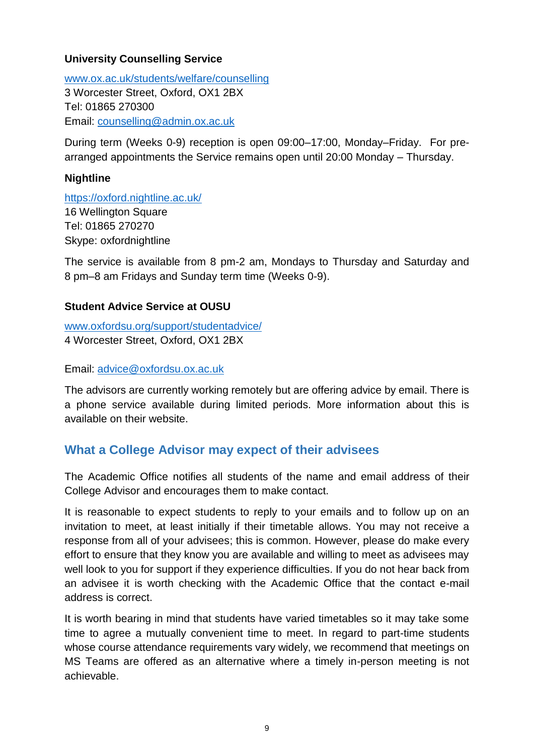**University Counselling Service**

[www.ox.ac.uk/students/welfare/counselling](http://www.ox.ac.uk/students/welfare/counselling)
3 Worcester Street, Oxford, OX1 2BX
Tel: 01865 270300
Email: [counselling@admin.ox.ac.uk](mailto:counselling@admin.ox.ac.uk)

During term (Weeks 0-9) reception is open 09:00–17:00, Monday–Friday. For pre-arranged appointments the Service remains open until 20:00 Monday – Thursday.

**Nightline**

[https://oxford.nightline.ac.uk/](https://oxford.nightline.ac.uk/)
16 Wellington Square
Tel: 01865 270270
Skype: oxfordnightline

The service is available from 8 pm-2 am, Mondays to Thursday and Saturday and 8 pm–8 am Fridays and Sunday term time (Weeks 0-9).

**Student Advice Service at OUSU**

[www.oxfordsu.org/support/studentadvice/](http://www.oxfordsu.org/support/studentadvice/)
4 Worcester Street, Oxford, OX1 2BX

Email: [advice@oxfordsu.ox.ac.uk](mailto:advice@oxfordsu.ox.ac.uk)

The advisors are currently working remotely but are offering advice by email. There is a phone service available during limited periods. More information about this is available on their website.

## What a College Advisor may expect of their advisees

The Academic Office notifies all students of the name and email address of their College Advisor and encourages them to make contact.

It is reasonable to expect students to reply to your emails and to follow up on an invitation to meet, at least initially if their timetable allows. You may not receive a response from all of your advisees; this is common. However, please do make every effort to ensure that they know you are available and willing to meet as advisees may well look to you for support if they experience difficulties. If you do not hear back from an advisee it is worth checking with the Academic Office that the contact e-mail address is correct.

It is worth bearing in mind that students have varied timetables so it may take some time to agree a mutually convenient time to meet. In regard to part-time students whose course attendance requirements vary widely, we recommend that meetings on MS Teams are offered as an alternative where a timely in-person meeting is not achievable.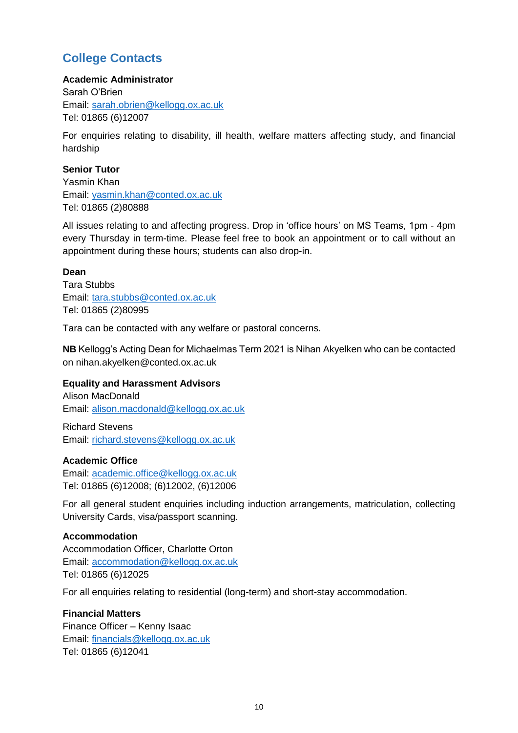## College Contacts

**Academic Administrator**
Sarah O'Brien
Email: sarah.obrien@kellogg.ox.ac.uk
Tel: 01865 (6)12007

For enquiries relating to disability, ill health, welfare matters affecting study, and financial hardship

**Senior Tutor**
Yasmin Khan
Email: yasmin.khan@conted.ox.ac.uk
Tel: 01865 (2)80888

All issues relating to and affecting progress. Drop in 'office hours' on MS Teams, 1pm - 4pm every Thursday in term-time. Please feel free to book an appointment or to call without an appointment during these hours; students can also drop-in.

**Dean**
Tara Stubbs
Email: tara.stubbs@conted.ox.ac.uk
Tel: 01865 (2)80995

Tara can be contacted with any welfare or pastoral concerns.

**NB** Kellogg's Acting Dean for Michaelmas Term 2021 is Nihan Akyelken who can be contacted on nihan.akyelken@conted.ox.ac.uk

**Equality and Harassment Advisors**
Alison MacDonald
Email: alison.macdonald@kellogg.ox.ac.uk

Richard Stevens
Email: richard.stevens@kellogg.ox.ac.uk

**Academic Office**
Email: academic.office@kellogg.ox.ac.uk
Tel: 01865 (6)12008; (6)12002, (6)12006

For all general student enquiries including induction arrangements, matriculation, collecting University Cards, visa/passport scanning.

**Accommodation**
Accommodation Officer, Charlotte Orton
Email: accommodation@kellogg.ox.ac.uk
Tel: 01865 (6)12025

For all enquiries relating to residential (long-term) and short-stay accommodation.

**Financial Matters**
Finance Officer – Kenny Isaac
Email: financials@kellogg.ox.ac.uk
Tel: 01865 (6)12041